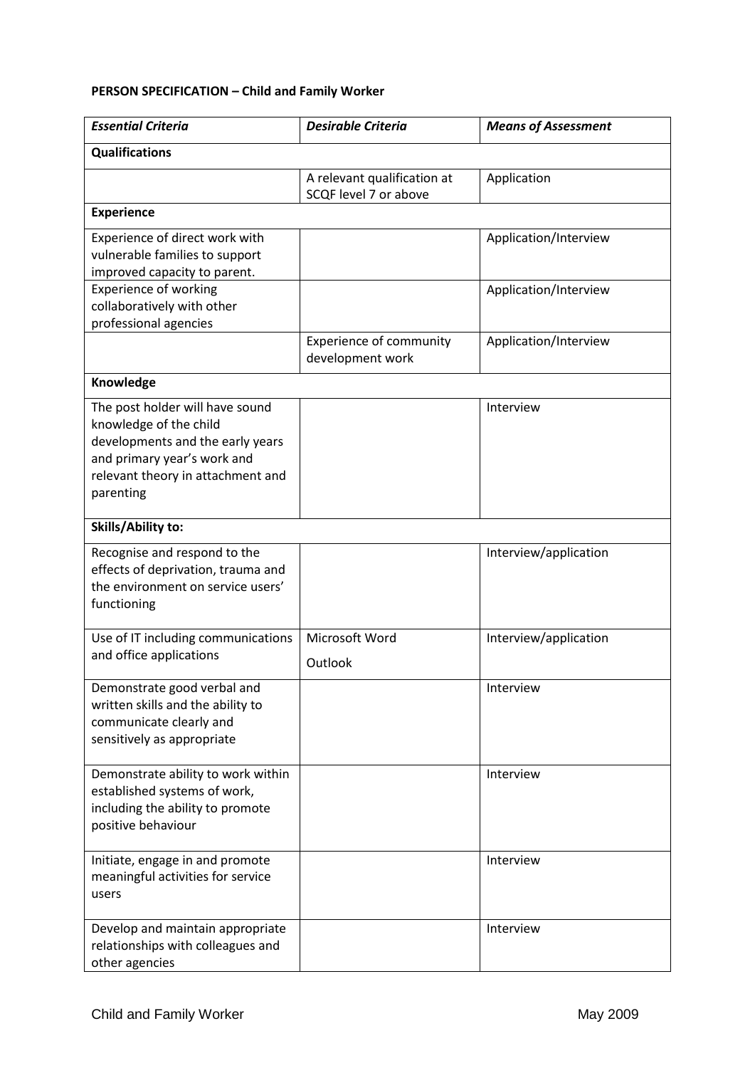**PERSON SPECIFICATION – Child and Family Worker**

| *Essential Criteria* | *Desirable Criteria* | *Means of Assessment* |
|---|---|---|
| **Qualifications** | | |
| | A relevant qualification at SCQF level 7 or above | Application |
| **Experience** | | |
| Experience of direct work with vulnerable families to support improved capacity to parent. | | Application/Interview |
| Experience of working collaboratively with other professional agencies | | Application/Interview |
| | Experience of community development work | Application/Interview |
| **Knowledge** | | |
| The post holder will have sound knowledge of the child developments and the early years and primary year's work and relevant theory in attachment and parenting | | Interview |
| **Skills/Ability to:** | | |
| Recognise and respond to the effects of deprivation, trauma and the environment on service users' functioning | | Interview/application |
| Use of IT including communications and office applications | Microsoft Word<br>Outlook | Interview/application |
| Demonstrate good verbal and written skills and the ability to communicate clearly and sensitively as appropriate | | Interview |
| Demonstrate ability to work within established systems of work, including the ability to promote positive behaviour | | Interview |
| Initiate, engage in and promote meaningful activities for service users | | Interview |
| Develop and maintain appropriate relationships with colleagues and other agencies | | Interview |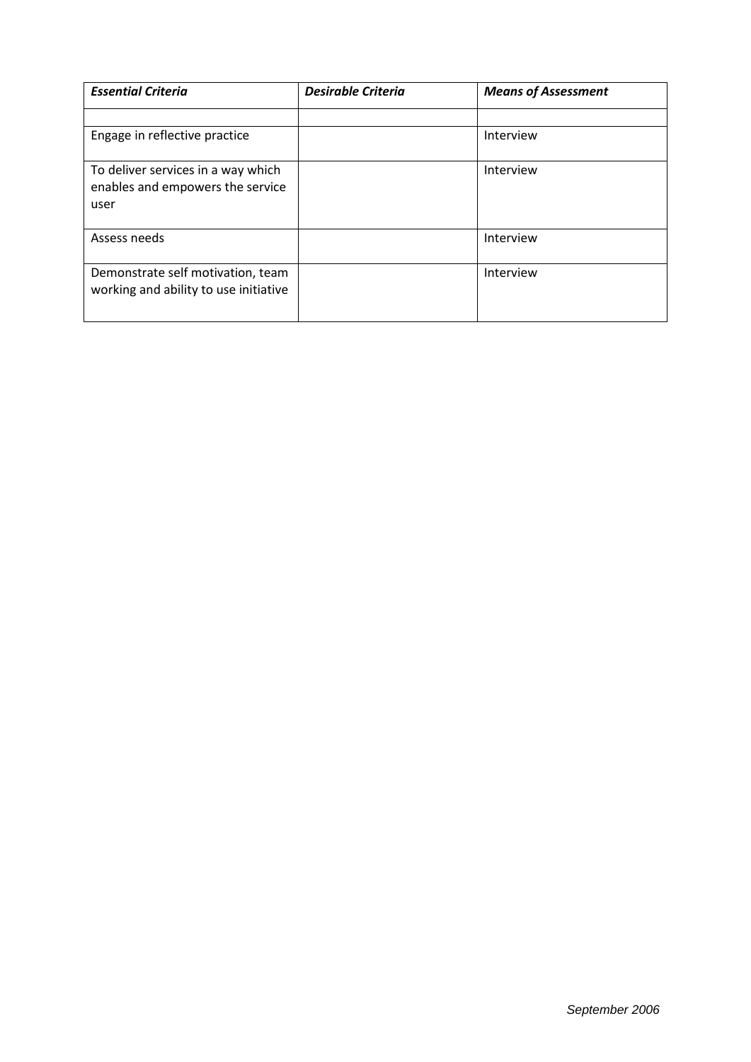| ***Essential Criteria*** | ***Desirable Criteria*** | ***Means of Assessment*** |
|---|---|---|
| | | |
| Engage in reflective practice | | Interview |
| To deliver services in a way which enables and empowers the service user | | Interview |
| Assess needs | | Interview |
| Demonstrate self motivation, team working and ability to use initiative | | Interview |

*September 2006*